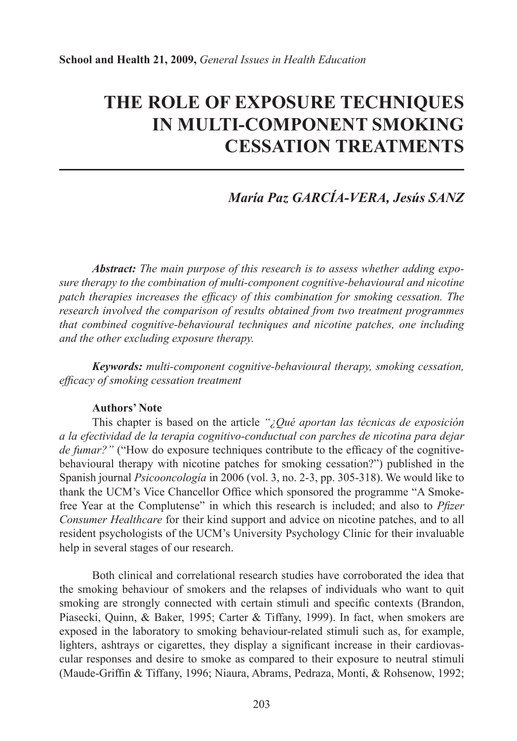# THE ROLE OF EXPOSURE TECHNIQUES IN MULTI-COMPONENT SMOKING CESSATION TREATMENTS

***María Paz GARCÍA-VERA, Jesús SANZ***

***Abstract:*** *The main purpose of this research is to assess whether adding exposure therapy to the combination of multi-component cognitive-behavioural and nicotine patch therapies increases the efficacy of this combination for smoking cessation. The research involved the comparison of results obtained from two treatment programmes that combined cognitive-behavioural techniques and nicotine patches, one including and the other excluding exposure therapy.*

***Keywords:*** *multi-component cognitive-behavioural therapy, smoking cessation, efficacy of smoking cessation treatment*

**Authors' Note**

This chapter is based on the article *"¿Qué aportan las técnicas de exposición a la efectividad de la terapia cognitivo-conductual con parches de nicotina para dejar de fumar?"* ("How do exposure techniques contribute to the efficacy of the cognitive-behavioural therapy with nicotine patches for smoking cessation?") published in the Spanish journal *Psicooncología* in 2006 (vol. 3, no. 2-3, pp. 305-318). We would like to thank the UCM's Vice Chancellor Office which sponsored the programme "A Smoke-free Year at the Complutense" in which this research is included; and also to *Pfizer Consumer Healthcare* for their kind support and advice on nicotine patches, and to all resident psychologists of the UCM's University Psychology Clinic for their invaluable help in several stages of our research.

Both clinical and correlational research studies have corroborated the idea that the smoking behaviour of smokers and the relapses of individuals who want to quit smoking are strongly connected with certain stimuli and specific contexts (Brandon, Piasecki, Quinn, & Baker, 1995; Carter & Tiffany, 1999). In fact, when smokers are exposed in the laboratory to smoking behaviour-related stimuli such as, for example, lighters, ashtrays or cigarettes, they display a significant increase in their cardiovascular responses and desire to smoke as compared to their exposure to neutral stimuli (Maude-Griffin & Tiffany, 1996; Niaura, Abrams, Pedraza, Monti, & Rohsenow, 1992;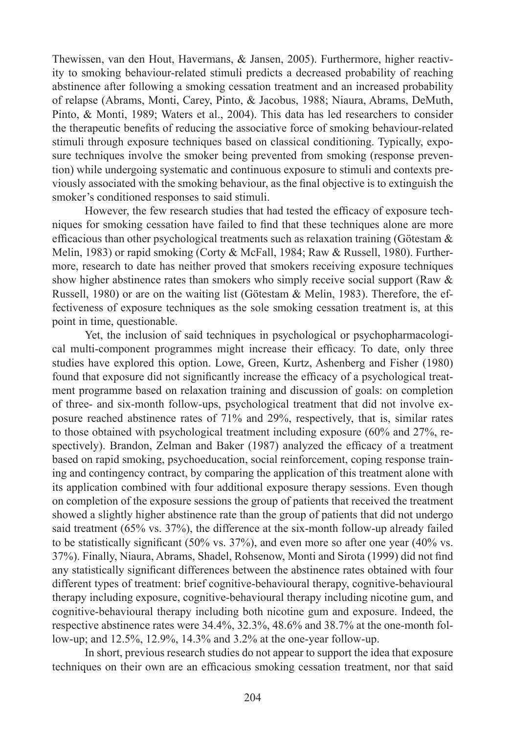Thewissen, van den Hout, Havermans, & Jansen, 2005). Furthermore, higher reactivity to smoking behaviour-related stimuli predicts a decreased probability of reaching abstinence after following a smoking cessation treatment and an increased probability of relapse (Abrams, Monti, Carey, Pinto, & Jacobus, 1988; Niaura, Abrams, DeMuth, Pinto, & Monti, 1989; Waters et al., 2004). This data has led researchers to consider the therapeutic benefits of reducing the associative force of smoking behaviour-related stimuli through exposure techniques based on classical conditioning. Typically, exposure techniques involve the smoker being prevented from smoking (response prevention) while undergoing systematic and continuous exposure to stimuli and contexts previously associated with the smoking behaviour, as the final objective is to extinguish the smoker's conditioned responses to said stimuli.

However, the few research studies that had tested the efficacy of exposure techniques for smoking cessation have failed to find that these techniques alone are more efficacious than other psychological treatments such as relaxation training (Götestam & Melin, 1983) or rapid smoking (Corty & McFall, 1984; Raw & Russell, 1980). Furthermore, research to date has neither proved that smokers receiving exposure techniques show higher abstinence rates than smokers who simply receive social support (Raw & Russell, 1980) or are on the waiting list (Götestam & Melin, 1983). Therefore, the effectiveness of exposure techniques as the sole smoking cessation treatment is, at this point in time, questionable.

Yet, the inclusion of said techniques in psychological or psychopharmacological multi-component programmes might increase their efficacy. To date, only three studies have explored this option. Lowe, Green, Kurtz, Ashenberg and Fisher (1980) found that exposure did not significantly increase the efficacy of a psychological treatment programme based on relaxation training and discussion of goals: on completion of three- and six-month follow-ups, psychological treatment that did not involve exposure reached abstinence rates of 71% and 29%, respectively, that is, similar rates to those obtained with psychological treatment including exposure (60% and 27%, respectively). Brandon, Zelman and Baker (1987) analyzed the efficacy of a treatment based on rapid smoking, psychoeducation, social reinforcement, coping response training and contingency contract, by comparing the application of this treatment alone with its application combined with four additional exposure therapy sessions. Even though on completion of the exposure sessions the group of patients that received the treatment showed a slightly higher abstinence rate than the group of patients that did not undergo said treatment (65% vs. 37%), the difference at the six-month follow-up already failed to be statistically significant (50% vs. 37%), and even more so after one year (40% vs. 37%). Finally, Niaura, Abrams, Shadel, Rohsenow, Monti and Sirota (1999) did not find any statistically significant differences between the abstinence rates obtained with four different types of treatment: brief cognitive-behavioural therapy, cognitive-behavioural therapy including exposure, cognitive-behavioural therapy including nicotine gum, and cognitive-behavioural therapy including both nicotine gum and exposure. Indeed, the respective abstinence rates were 34.4%, 32.3%, 48.6% and 38.7% at the one-month follow-up; and 12.5%, 12.9%, 14.3% and 3.2% at the one-year follow-up.

In short, previous research studies do not appear to support the idea that exposure techniques on their own are an efficacious smoking cessation treatment, nor that said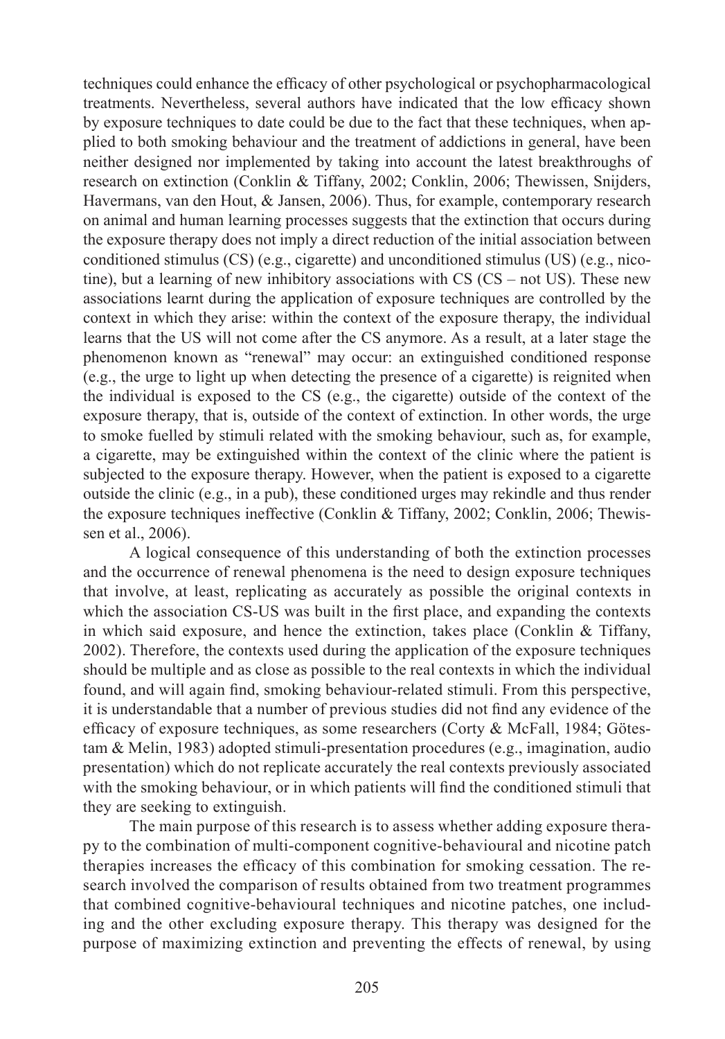techniques could enhance the efficacy of other psychological or psychopharmacological treatments. Nevertheless, several authors have indicated that the low efficacy shown by exposure techniques to date could be due to the fact that these techniques, when applied to both smoking behaviour and the treatment of addictions in general, have been neither designed nor implemented by taking into account the latest breakthroughs of research on extinction (Conklin & Tiffany, 2002; Conklin, 2006; Thewissen, Snijders, Havermans, van den Hout, & Jansen, 2006). Thus, for example, contemporary research on animal and human learning processes suggests that the extinction that occurs during the exposure therapy does not imply a direct reduction of the initial association between conditioned stimulus (CS) (e.g., cigarette) and unconditioned stimulus (US) (e.g., nicotine), but a learning of new inhibitory associations with CS (CS – not US). These new associations learnt during the application of exposure techniques are controlled by the context in which they arise: within the context of the exposure therapy, the individual learns that the US will not come after the CS anymore. As a result, at a later stage the phenomenon known as "renewal" may occur: an extinguished conditioned response (e.g., the urge to light up when detecting the presence of a cigarette) is reignited when the individual is exposed to the CS (e.g., the cigarette) outside of the context of the exposure therapy, that is, outside of the context of extinction. In other words, the urge to smoke fuelled by stimuli related with the smoking behaviour, such as, for example, a cigarette, may be extinguished within the context of the clinic where the patient is subjected to the exposure therapy. However, when the patient is exposed to a cigarette outside the clinic (e.g., in a pub), these conditioned urges may rekindle and thus render the exposure techniques ineffective (Conklin & Tiffany, 2002; Conklin, 2006; Thewissen et al., 2006).

A logical consequence of this understanding of both the extinction processes and the occurrence of renewal phenomena is the need to design exposure techniques that involve, at least, replicating as accurately as possible the original contexts in which the association CS-US was built in the first place, and expanding the contexts in which said exposure, and hence the extinction, takes place (Conklin & Tiffany, 2002). Therefore, the contexts used during the application of the exposure techniques should be multiple and as close as possible to the real contexts in which the individual found, and will again find, smoking behaviour-related stimuli. From this perspective, it is understandable that a number of previous studies did not find any evidence of the efficacy of exposure techniques, as some researchers (Corty & McFall, 1984; Götestam & Melin, 1983) adopted stimuli-presentation procedures (e.g., imagination, audio presentation) which do not replicate accurately the real contexts previously associated with the smoking behaviour, or in which patients will find the conditioned stimuli that they are seeking to extinguish.

The main purpose of this research is to assess whether adding exposure therapy to the combination of multi-component cognitive-behavioural and nicotine patch therapies increases the efficacy of this combination for smoking cessation. The research involved the comparison of results obtained from two treatment programmes that combined cognitive-behavioural techniques and nicotine patches, one including and the other excluding exposure therapy. This therapy was designed for the purpose of maximizing extinction and preventing the effects of renewal, by using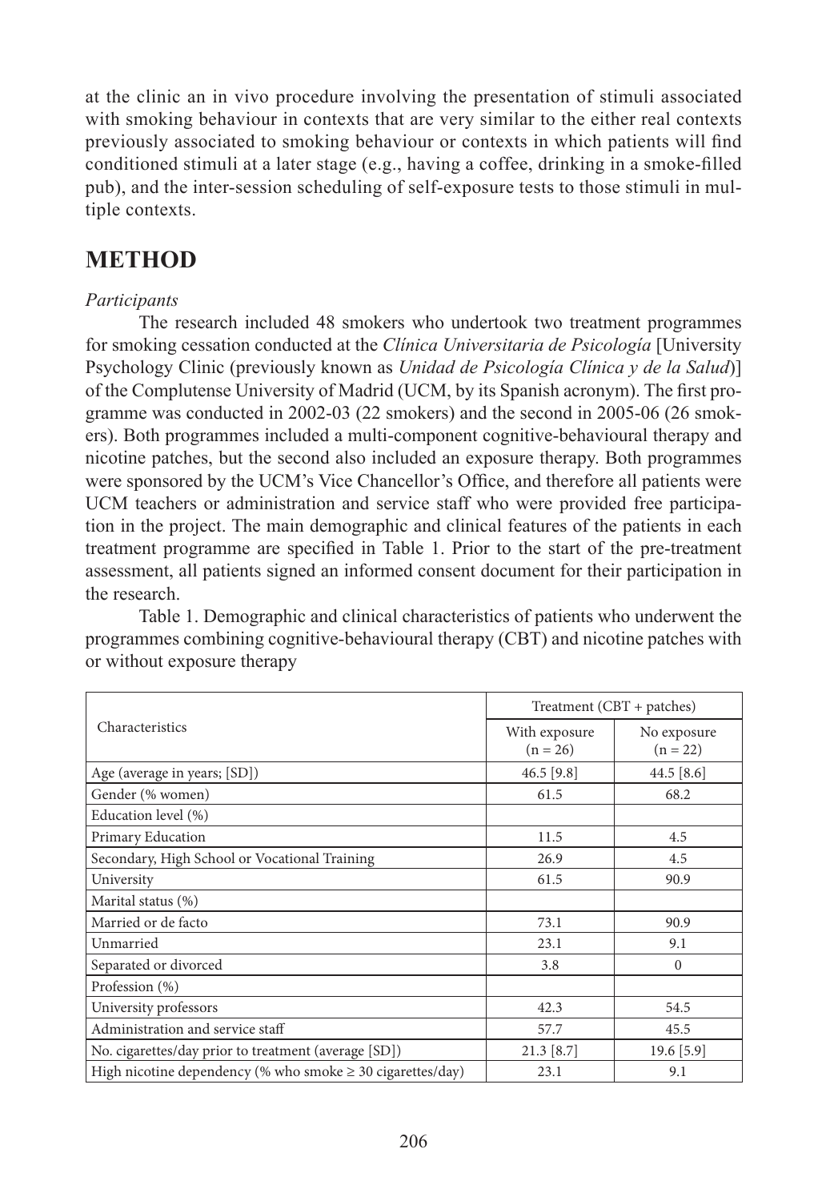at the clinic an in vivo procedure involving the presentation of stimuli associated with smoking behaviour in contexts that are very similar to the either real contexts previously associated to smoking behaviour or contexts in which patients will find conditioned stimuli at a later stage (e.g., having a coffee, drinking in a smoke-filled pub), and the inter-session scheduling of self-exposure tests to those stimuli in multiple contexts.

## METHOD

*Participants*

The research included 48 smokers who undertook two treatment programmes for smoking cessation conducted at the *Clínica Universitaria de Psicología* [University Psychology Clinic (previously known as *Unidad de Psicología Clínica y de la Salud*)] of the Complutense University of Madrid (UCM, by its Spanish acronym). The first programme was conducted in 2002-03 (22 smokers) and the second in 2005-06 (26 smokers). Both programmes included a multi-component cognitive-behavioural therapy and nicotine patches, but the second also included an exposure therapy. Both programmes were sponsored by the UCM's Vice Chancellor's Office, and therefore all patients were UCM teachers or administration and service staff who were provided free participation in the project. The main demographic and clinical features of the patients in each treatment programme are specified in Table 1. Prior to the start of the pre-treatment assessment, all patients signed an informed consent document for their participation in the research.

Table 1. Demographic and clinical characteristics of patients who underwent the programmes combining cognitive-behavioural therapy (CBT) and nicotine patches with or without exposure therapy

| Characteristics | Treatment (CBT + patches) | |
|---|---|---|
| | With exposure (n = 26) | No exposure (n = 22) |
| Age (average in years; [SD]) | 46.5 [9.8] | 44.5 [8.6] |
| Gender (% women) | 61.5 | 68.2 |
| Education level (%) | | |
| Primary Education | 11.5 | 4.5 |
| Secondary, High School or Vocational Training | 26.9 | 4.5 |
| University | 61.5 | 90.9 |
| Marital status (%) | | |
| Married or de facto | 73.1 | 90.9 |
| Unmarried | 23.1 | 9.1 |
| Separated or divorced | 3.8 | 0 |
| Profession (%) | | |
| University professors | 42.3 | 54.5 |
| Administration and service staff | 57.7 | 45.5 |
| No. cigarettes/day prior to treatment (average [SD]) | 21.3 [8.7] | 19.6 [5.9] |
| High nicotine dependency (% who smoke $\geq$ 30 cigarettes/day) | 23.1 | 9.1 |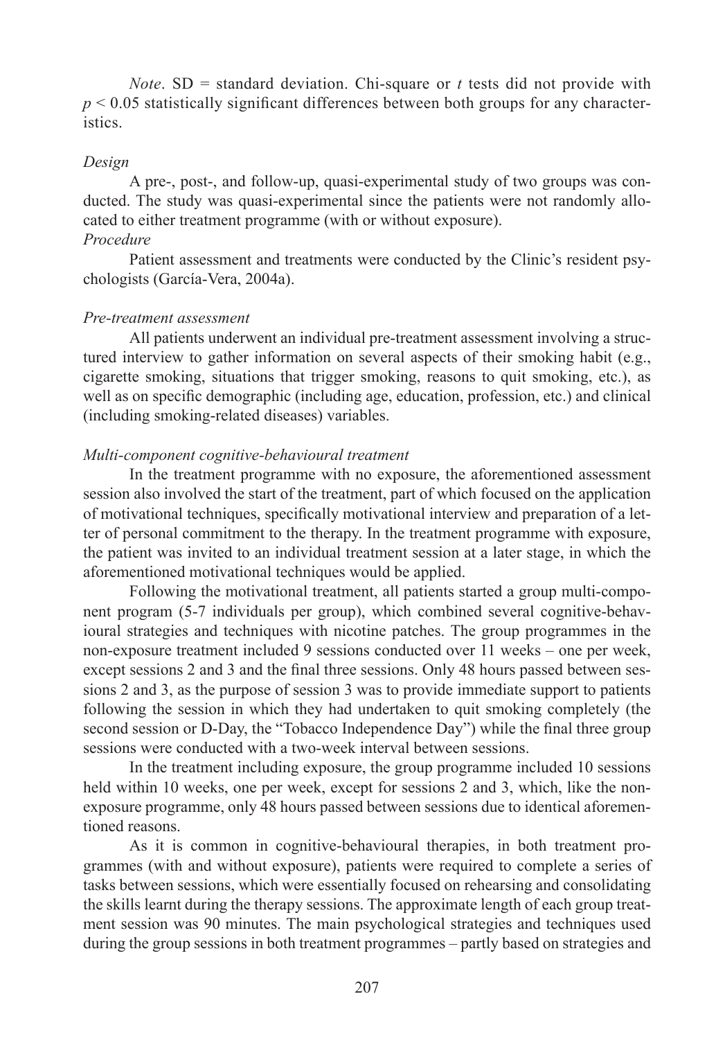*Note*. SD = standard deviation. Chi-square or *t* tests did not provide with $p < 0.05$ statistically significant differences between both groups for any characteristics.

*Design*

A pre-, post-, and follow-up, quasi-experimental study of two groups was conducted. The study was quasi-experimental since the patients were not randomly allocated to either treatment programme (with or without exposure).

*Procedure*

Patient assessment and treatments were conducted by the Clinic's resident psychologists (García-Vera, 2004a).

*Pre-treatment assessment*

All patients underwent an individual pre-treatment assessment involving a structured interview to gather information on several aspects of their smoking habit (e.g., cigarette smoking, situations that trigger smoking, reasons to quit smoking, etc.), as well as on specific demographic (including age, education, profession, etc.) and clinical (including smoking-related diseases) variables.

*Multi-component cognitive-behavioural treatment*

In the treatment programme with no exposure, the aforementioned assessment session also involved the start of the treatment, part of which focused on the application of motivational techniques, specifically motivational interview and preparation of a letter of personal commitment to the therapy. In the treatment programme with exposure, the patient was invited to an individual treatment session at a later stage, in which the aforementioned motivational techniques would be applied.

Following the motivational treatment, all patients started a group multi-component program (5-7 individuals per group), which combined several cognitive-behavioural strategies and techniques with nicotine patches. The group programmes in the non-exposure treatment included 9 sessions conducted over 11 weeks – one per week, except sessions 2 and 3 and the final three sessions. Only 48 hours passed between sessions 2 and 3, as the purpose of session 3 was to provide immediate support to patients following the session in which they had undertaken to quit smoking completely (the second session or D-Day, the "Tobacco Independence Day") while the final three group sessions were conducted with a two-week interval between sessions.

In the treatment including exposure, the group programme included 10 sessions held within 10 weeks, one per week, except for sessions 2 and 3, which, like the non-exposure programme, only 48 hours passed between sessions due to identical aforementioned reasons.

As it is common in cognitive-behavioural therapies, in both treatment programmes (with and without exposure), patients were required to complete a series of tasks between sessions, which were essentially focused on rehearsing and consolidating the skills learnt during the therapy sessions. The approximate length of each group treatment session was 90 minutes. The main psychological strategies and techniques used during the group sessions in both treatment programmes – partly based on strategies and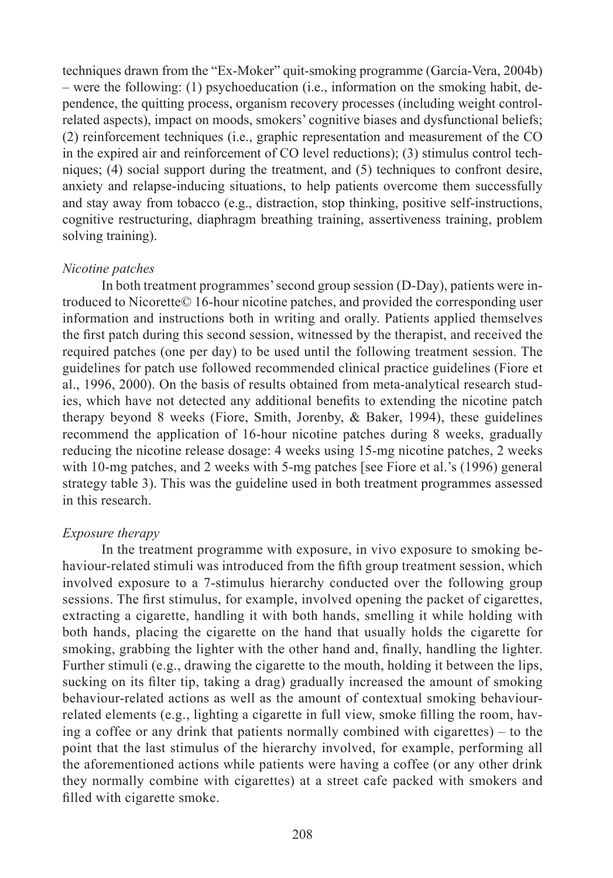techniques drawn from the "Ex-Moker" quit-smoking programme (García-Vera, 2004b) – were the following: (1) psychoeducation (i.e., information on the smoking habit, dependence, the quitting process, organism recovery processes (including weight control-related aspects), impact on moods, smokers' cognitive biases and dysfunctional beliefs; (2) reinforcement techniques (i.e., graphic representation and measurement of the CO in the expired air and reinforcement of CO level reductions); (3) stimulus control techniques; (4) social support during the treatment, and (5) techniques to confront desire, anxiety and relapse-inducing situations, to help patients overcome them successfully and stay away from tobacco (e.g., distraction, stop thinking, positive self-instructions, cognitive restructuring, diaphragm breathing training, assertiveness training, problem solving training).

*Nicotine patches*

In both treatment programmes' second group session (D-Day), patients were introduced to Nicorette© 16-hour nicotine patches, and provided the corresponding user information and instructions both in writing and orally. Patients applied themselves the first patch during this second session, witnessed by the therapist, and received the required patches (one per day) to be used until the following treatment session. The guidelines for patch use followed recommended clinical practice guidelines (Fiore et al., 1996, 2000). On the basis of results obtained from meta-analytical research studies, which have not detected any additional benefits to extending the nicotine patch therapy beyond 8 weeks (Fiore, Smith, Jorenby, & Baker, 1994), these guidelines recommend the application of 16-hour nicotine patches during 8 weeks, gradually reducing the nicotine release dosage: 4 weeks using 15-mg nicotine patches, 2 weeks with 10-mg patches, and 2 weeks with 5-mg patches [see Fiore et al.'s (1996) general strategy table 3). This was the guideline used in both treatment programmes assessed in this research.

*Exposure therapy*

In the treatment programme with exposure, in vivo exposure to smoking behaviour-related stimuli was introduced from the fifth group treatment session, which involved exposure to a 7-stimulus hierarchy conducted over the following group sessions. The first stimulus, for example, involved opening the packet of cigarettes, extracting a cigarette, handling it with both hands, smelling it while holding with both hands, placing the cigarette on the hand that usually holds the cigarette for smoking, grabbing the lighter with the other hand and, finally, handling the lighter. Further stimuli (e.g., drawing the cigarette to the mouth, holding it between the lips, sucking on its filter tip, taking a drag) gradually increased the amount of smoking behaviour-related actions as well as the amount of contextual smoking behaviour-related elements (e.g., lighting a cigarette in full view, smoke filling the room, having a coffee or any drink that patients normally combined with cigarettes) – to the point that the last stimulus of the hierarchy involved, for example, performing all the aforementioned actions while patients were having a coffee (or any other drink they normally combine with cigarettes) at a street cafe packed with smokers and filled with cigarette smoke.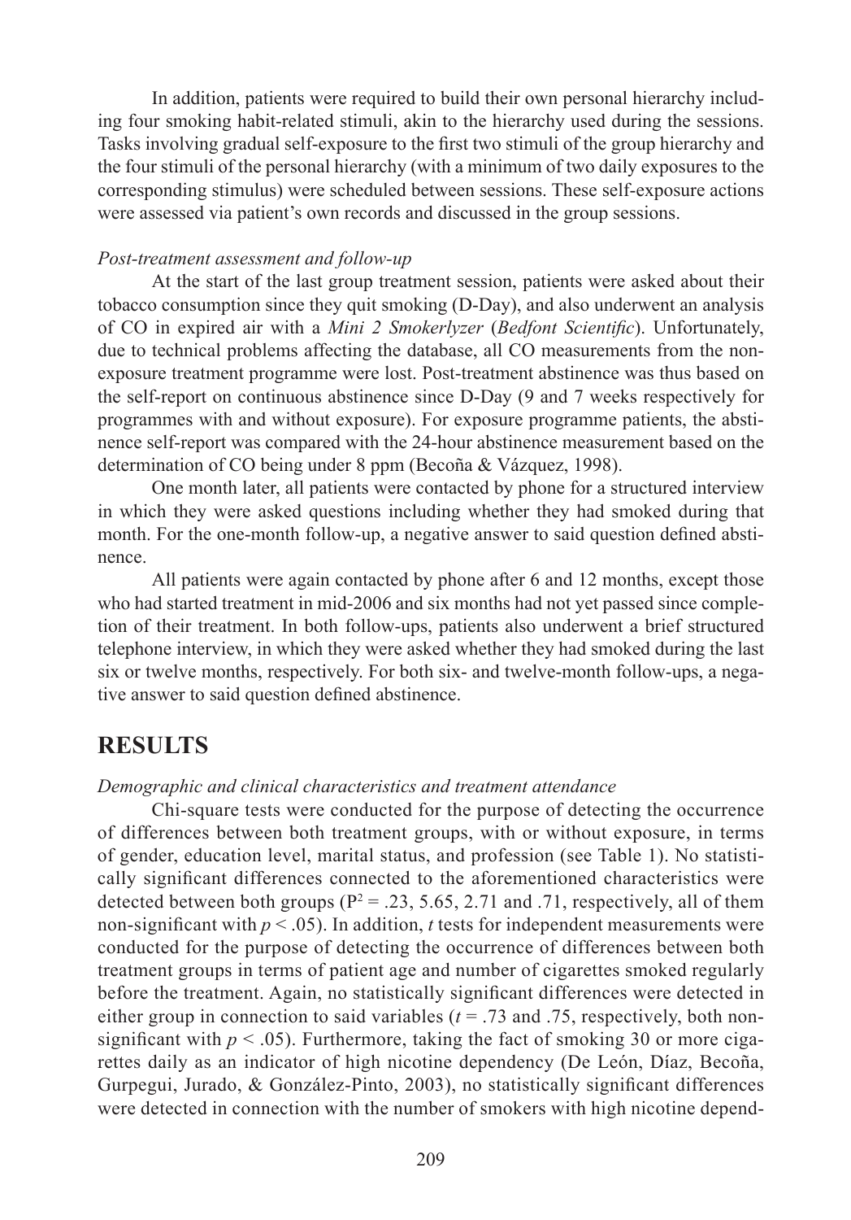In addition, patients were required to build their own personal hierarchy including four smoking habit-related stimuli, akin to the hierarchy used during the sessions. Tasks involving gradual self-exposure to the first two stimuli of the group hierarchy and the four stimuli of the personal hierarchy (with a minimum of two daily exposures to the corresponding stimulus) were scheduled between sessions. These self-exposure actions were assessed via patient's own records and discussed in the group sessions.

*Post-treatment assessment and follow-up*

At the start of the last group treatment session, patients were asked about their tobacco consumption since they quit smoking (D-Day), and also underwent an analysis of CO in expired air with a *Mini 2 Smokerlyzer* (*Bedfont Scientific*). Unfortunately, due to technical problems affecting the database, all CO measurements from the non-exposure treatment programme were lost. Post-treatment abstinence was thus based on the self-report on continuous abstinence since D-Day (9 and 7 weeks respectively for programmes with and without exposure). For exposure programme patients, the abstinence self-report was compared with the 24-hour abstinence measurement based on the determination of CO being under 8 ppm (Becoña & Vázquez, 1998).

One month later, all patients were contacted by phone for a structured interview in which they were asked questions including whether they had smoked during that month. For the one-month follow-up, a negative answer to said question defined abstinence.

All patients were again contacted by phone after 6 and 12 months, except those who had started treatment in mid-2006 and six months had not yet passed since completion of their treatment. In both follow-ups, patients also underwent a brief structured telephone interview, in which they were asked whether they had smoked during the last six or twelve months, respectively. For both six- and twelve-month follow-ups, a negative answer to said question defined abstinence.

## RESULTS

*Demographic and clinical characteristics and treatment attendance*

Chi-square tests were conducted for the purpose of detecting the occurrence of differences between both treatment groups, with or without exposure, in terms of gender, education level, marital status, and profession (see Table 1). No statistically significant differences connected to the aforementioned characteristics were detected between both groups ($P^2 = .23$, 5.65, 2.71 and .71, respectively, all of them non-significant with $p < .05$). In addition, *t* tests for independent measurements were conducted for the purpose of detecting the occurrence of differences between both treatment groups in terms of patient age and number of cigarettes smoked regularly before the treatment. Again, no statistically significant differences were detected in either group in connection to said variables ($t = .73$ and .75, respectively, both non-significant with $p < .05$). Furthermore, taking the fact of smoking 30 or more cigarettes daily as an indicator of high nicotine dependency (De León, Díaz, Becoña, Gurpegui, Jurado, & González-Pinto, 2003), no statistically significant differences were detected in connection with the number of smokers with high nicotine depend-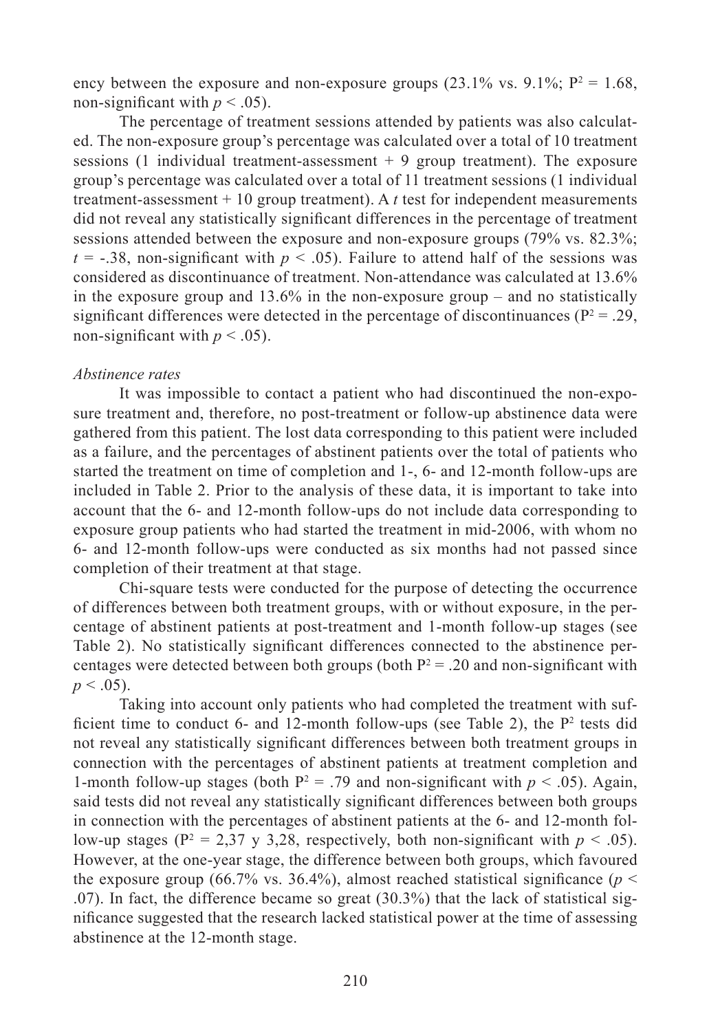ency between the exposure and non-exposure groups (23.1% vs. 9.1%; $P^2 = 1.68$, non-significant with $p < .05$).

The percentage of treatment sessions attended by patients was also calculated. The non-exposure group's percentage was calculated over a total of 10 treatment sessions (1 individual treatment-assessment + 9 group treatment). The exposure group's percentage was calculated over a total of 11 treatment sessions (1 individual treatment-assessment + 10 group treatment). A *t* test for independent measurements did not reveal any statistically significant differences in the percentage of treatment sessions attended between the exposure and non-exposure groups (79% vs. 82.3%; $t = -.38$, non-significant with $p < .05$). Failure to attend half of the sessions was considered as discontinuance of treatment. Non-attendance was calculated at 13.6% in the exposure group and 13.6% in the non-exposure group – and no statistically significant differences were detected in the percentage of discontinuances ($P^2 = .29$, non-significant with $p < .05$).

*Abstinence rates*

It was impossible to contact a patient who had discontinued the non-exposure treatment and, therefore, no post-treatment or follow-up abstinence data were gathered from this patient. The lost data corresponding to this patient were included as a failure, and the percentages of abstinent patients over the total of patients who started the treatment on time of completion and 1-, 6- and 12-month follow-ups are included in Table 2. Prior to the analysis of these data, it is important to take into account that the 6- and 12-month follow-ups do not include data corresponding to exposure group patients who had started the treatment in mid-2006, with whom no 6- and 12-month follow-ups were conducted as six months had not passed since completion of their treatment at that stage.

Chi-square tests were conducted for the purpose of detecting the occurrence of differences between both treatment groups, with or without exposure, in the percentage of abstinent patients at post-treatment and 1-month follow-up stages (see Table 2). No statistically significant differences connected to the abstinence percentages were detected between both groups (both $P^2 = .20$ and non-significant with $p < .05$).

Taking into account only patients who had completed the treatment with sufficient time to conduct 6- and 12-month follow-ups (see Table 2), the $P^2$ tests did not reveal any statistically significant differences between both treatment groups in connection with the percentages of abstinent patients at treatment completion and 1-month follow-up stages (both $P^2 = .79$ and non-significant with $p < .05$). Again, said tests did not reveal any statistically significant differences between both groups in connection with the percentages of abstinent patients at the 6- and 12-month follow-up stages ($P^2 = 2,37$ y $3,28$, respectively, both non-significant with $p < .05$). However, at the one-year stage, the difference between both groups, which favoured the exposure group (66.7% vs. 36.4%), almost reached statistical significance ($p < .07$). In fact, the difference became so great (30.3%) that the lack of statistical significance suggested that the research lacked statistical power at the time of assessing abstinence at the 12-month stage.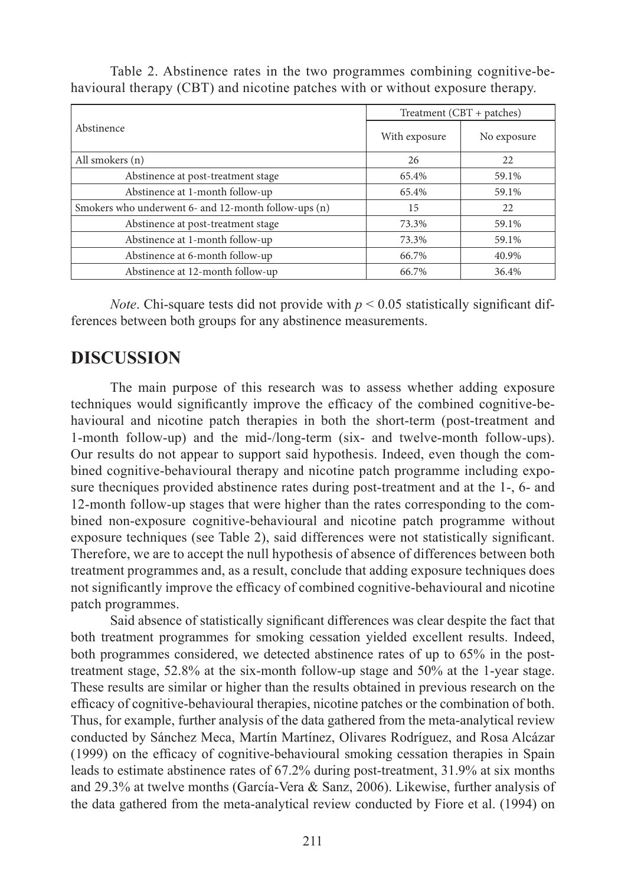Table 2. Abstinence rates in the two programmes combining cognitive-behavioural therapy (CBT) and nicotine patches with or without exposure therapy.

| Abstinence | Treatment (CBT + patches) | |
|---|---|---|
| | With exposure | No exposure |
| All smokers (n) | 26 | 22 |
| Abstinence at post-treatment stage | 65.4% | 59.1% |
| Abstinence at 1-month follow-up | 65.4% | 59.1% |
| Smokers who underwent 6- and 12-month follow-ups (n) | 15 | 22 |
| Abstinence at post-treatment stage | 73.3% | 59.1% |
| Abstinence at 1-month follow-up | 73.3% | 59.1% |
| Abstinence at 6-month follow-up | 66.7% | 40.9% |
| Abstinence at 12-month follow-up | 66.7% | 36.4% |

*Note*. Chi-square tests did not provide with $p < 0.05$ statistically significant differences between both groups for any abstinence measurements.

## DISCUSSION

The main purpose of this research was to assess whether adding exposure techniques would significantly improve the efficacy of the combined cognitive-behavioural and nicotine patch therapies in both the short-term (post-treatment and 1-month follow-up) and the mid-/long-term (six- and twelve-month follow-ups). Our results do not appear to support said hypothesis. Indeed, even though the combined cognitive-behavioural therapy and nicotine patch programme including exposure thecniques provided abstinence rates during post-treatment and at the 1-, 6- and 12-month follow-up stages that were higher than the rates corresponding to the combined non-exposure cognitive-behavioural and nicotine patch programme without exposure techniques (see Table 2), said differences were not statistically significant. Therefore, we are to accept the null hypothesis of absence of differences between both treatment programmes and, as a result, conclude that adding exposure techniques does not significantly improve the efficacy of combined cognitive-behavioural and nicotine patch programmes.

Said absence of statistically significant differences was clear despite the fact that both treatment programmes for smoking cessation yielded excellent results. Indeed, both programmes considered, we detected abstinence rates of up to 65% in the post-treatment stage, 52.8% at the six-month follow-up stage and 50% at the 1-year stage. These results are similar or higher than the results obtained in previous research on the efficacy of cognitive-behavioural therapies, nicotine patches or the combination of both. Thus, for example, further analysis of the data gathered from the meta-analytical review conducted by Sánchez Meca, Martín Martínez, Olivares Rodríguez, and Rosa Alcázar (1999) on the efficacy of cognitive-behavioural smoking cessation therapies in Spain leads to estimate abstinence rates of 67.2% during post-treatment, 31.9% at six months and 29.3% at twelve months (García-Vera & Sanz, 2006). Likewise, further analysis of the data gathered from the meta-analytical review conducted by Fiore et al. (1994) on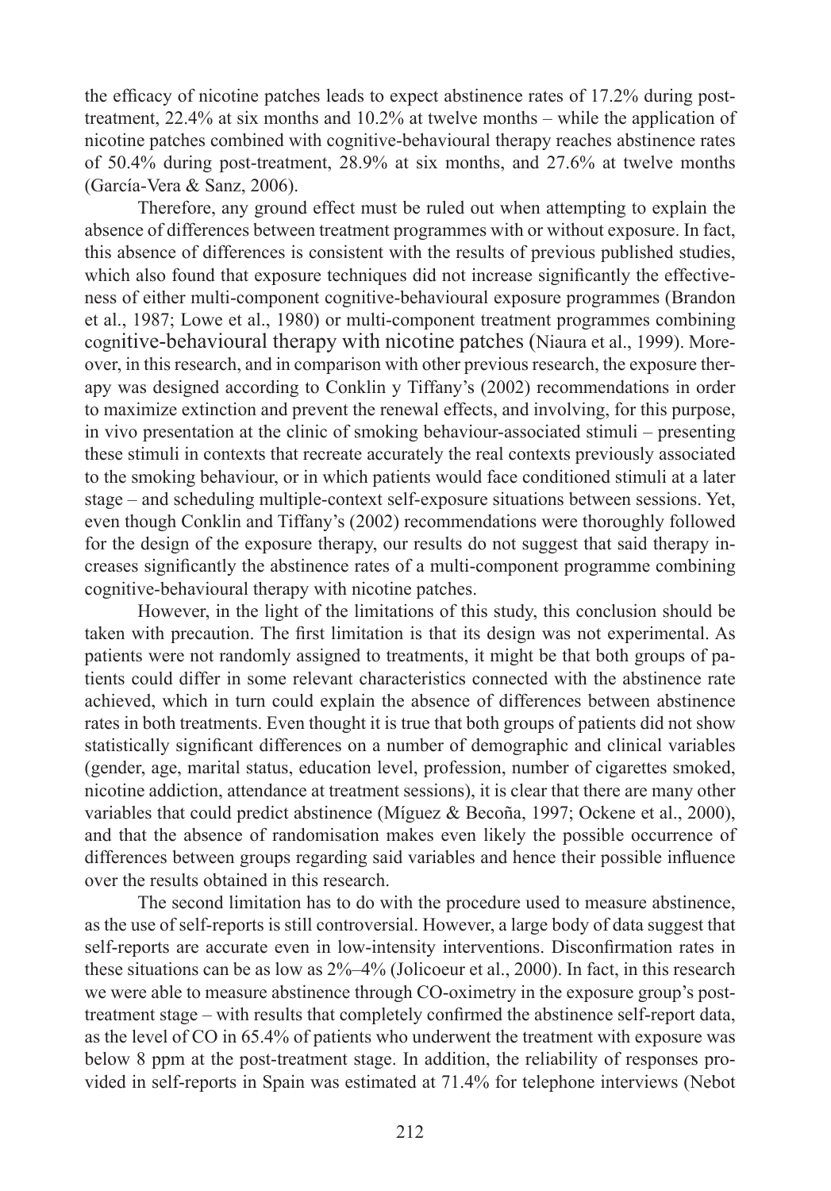the efficacy of nicotine patches leads to expect abstinence rates of 17.2% during post-treatment, 22.4% at six months and 10.2% at twelve months – while the application of nicotine patches combined with cognitive-behavioural therapy reaches abstinence rates of 50.4% during post-treatment, 28.9% at six months, and 27.6% at twelve months (García-Vera & Sanz, 2006).

Therefore, any ground effect must be ruled out when attempting to explain the absence of differences between treatment programmes with or without exposure. In fact, this absence of differences is consistent with the results of previous published studies, which also found that exposure techniques did not increase significantly the effectiveness of either multi-component cognitive-behavioural exposure programmes (Brandon et al., 1987; Lowe et al., 1980) or multi-component treatment programmes combining cognitive-behavioural therapy with nicotine patches (Niaura et al., 1999). Moreover, in this research, and in comparison with other previous research, the exposure therapy was designed according to Conklin y Tiffany's (2002) recommendations in order to maximize extinction and prevent the renewal effects, and involving, for this purpose, in vivo presentation at the clinic of smoking behaviour-associated stimuli – presenting these stimuli in contexts that recreate accurately the real contexts previously associated to the smoking behaviour, or in which patients would face conditioned stimuli at a later stage – and scheduling multiple-context self-exposure situations between sessions. Yet, even though Conklin and Tiffany's (2002) recommendations were thoroughly followed for the design of the exposure therapy, our results do not suggest that said therapy increases significantly the abstinence rates of a multi-component programme combining cognitive-behavioural therapy with nicotine patches.

However, in the light of the limitations of this study, this conclusion should be taken with precaution. The first limitation is that its design was not experimental. As patients were not randomly assigned to treatments, it might be that both groups of patients could differ in some relevant characteristics connected with the abstinence rate achieved, which in turn could explain the absence of differences between abstinence rates in both treatments. Even thought it is true that both groups of patients did not show statistically significant differences on a number of demographic and clinical variables (gender, age, marital status, education level, profession, number of cigarettes smoked, nicotine addiction, attendance at treatment sessions), it is clear that there are many other variables that could predict abstinence (Míguez & Becoña, 1997; Ockene et al., 2000), and that the absence of randomisation makes even likely the possible occurrence of differences between groups regarding said variables and hence their possible influence over the results obtained in this research.

The second limitation has to do with the procedure used to measure abstinence, as the use of self-reports is still controversial. However, a large body of data suggest that self-reports are accurate even in low-intensity interventions. Disconfirmation rates in these situations can be as low as 2%–4% (Jolicoeur et al., 2000). In fact, in this research we were able to measure abstinence through CO-oximetry in the exposure group's post-treatment stage – with results that completely confirmed the abstinence self-report data, as the level of CO in 65.4% of patients who underwent the treatment with exposure was below 8 ppm at the post-treatment stage. In addition, the reliability of responses provided in self-reports in Spain was estimated at 71.4% for telephone interviews (Nebot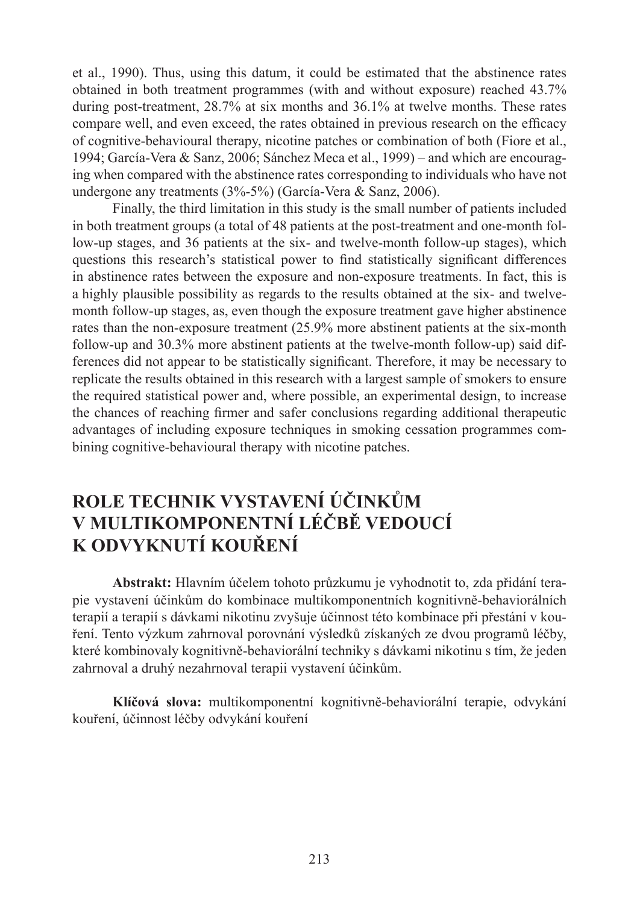et al., 1990). Thus, using this datum, it could be estimated that the abstinence rates obtained in both treatment programmes (with and without exposure) reached 43.7% during post-treatment, 28.7% at six months and 36.1% at twelve months. These rates compare well, and even exceed, the rates obtained in previous research on the efficacy of cognitive-behavioural therapy, nicotine patches or combination of both (Fiore et al., 1994; García-Vera & Sanz, 2006; Sánchez Meca et al., 1999) – and which are encouraging when compared with the abstinence rates corresponding to individuals who have not undergone any treatments (3%-5%) (García-Vera & Sanz, 2006).

Finally, the third limitation in this study is the small number of patients included in both treatment groups (a total of 48 patients at the post-treatment and one-month follow-up stages, and 36 patients at the six- and twelve-month follow-up stages), which questions this research's statistical power to find statistically significant differences in abstinence rates between the exposure and non-exposure treatments. In fact, this is a highly plausible possibility as regards to the results obtained at the six- and twelve-month follow-up stages, as, even though the exposure treatment gave higher abstinence rates than the non-exposure treatment (25.9% more abstinent patients at the six-month follow-up and 30.3% more abstinent patients at the twelve-month follow-up) said differences did not appear to be statistically significant. Therefore, it may be necessary to replicate the results obtained in this research with a largest sample of smokers to ensure the required statistical power and, where possible, an experimental design, to increase the chances of reaching firmer and safer conclusions regarding additional therapeutic advantages of including exposure techniques in smoking cessation programmes combining cognitive-behavioural therapy with nicotine patches.

# ROLE TECHNIK VYSTAVENÍ ÚČINKŮM V MULTIKOMPONENTNÍ LÉČBĚ VEDOUCÍ K ODVYKNUTÍ KOUŘENÍ

**Abstrakt:** Hlavním účelem tohoto průzkumu je vyhodnotit to, zda přidání terapie vystavení účinkům do kombinace multikomponentních kognitivně-behaviorálních terapií a terapií s dávkami nikotinu zvyšuje účinnost této kombinace při přestání v kouření. Tento výzkum zahrnoval porovnání výsledků získaných ze dvou programů léčby, které kombinovaly kognitivně-behaviorální techniky s dávkami nikotinu s tím, že jeden zahrnoval a druhý nezahrnoval terapii vystavení účinkům.

**Klíčová slova:** multikomponentní kognitivně-behaviorální terapie, odvykání kouření, účinnost léčby odvykání kouření